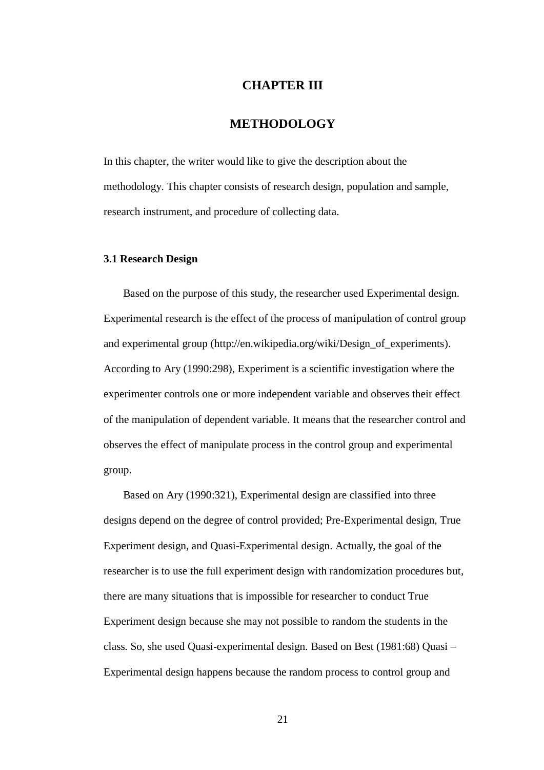# CHAPTER III

# METHODOLOGY

In this chapter, the writer would like to give the description about the methodology. This chapter consists of research design, population and sample, research instrument, and procedure of collecting data.

### 3.1 Research Design

Based on the purpose of this study, the researcher used Experimental design. Experimental research is the effect of the process of manipulation of control group and experimental group (http://en.wikipedia.org/wiki/Design_of_experiments). According to Ary (1990:298), Experiment is a scientific investigation where the experimenter controls one or more independent variable and observes their effect of the manipulation of dependent variable. It means that the researcher control and observes the effect of manipulate process in the control group and experimental group.

Based on Ary (1990:321), Experimental design are classified into three designs depend on the degree of control provided; Pre-Experimental design, True Experiment design, and Quasi-Experimental design. Actually, the goal of the researcher is to use the full experiment design with randomization procedures but, there are many situations that is impossible for researcher to conduct True Experiment design because she may not possible to random the students in the class. So, she used Quasi-experimental design. Based on Best (1981:68) Quasi – Experimental design happens because the random process to control group and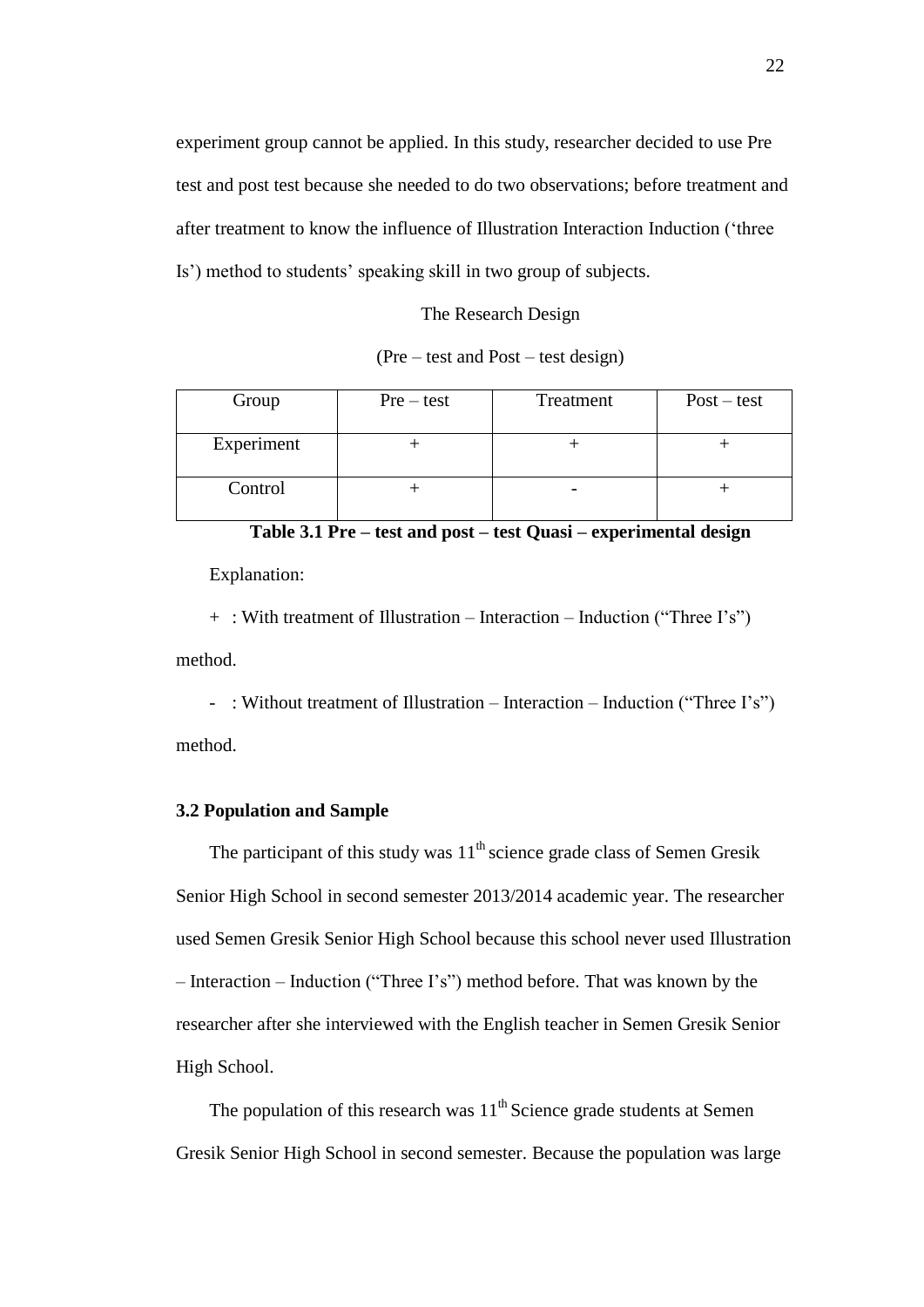experiment group cannot be applied. In this study, researcher decided to use Pre test and post test because she needed to do two observations; before treatment and after treatment to know the influence of Illustration Interaction Induction ('three Is') method to students' speaking skill in two group of subjects.

The Research Design

(Pre – test and Post – test design)

| Group | Pre – test | Treatment | Post – test |
|---|---|---|---|
| Experiment | + | + | + |
| Control | + | - | + |

**Table 3.1 Pre – test and post – test Quasi – experimental design**

Explanation:

+ : With treatment of Illustration – Interaction – Induction ("Three I's") method.

- : Without treatment of Illustration – Interaction – Induction ("Three I's") method.

### 3.2 Population and Sample

The participant of this study was 11th science grade class of Semen Gresik Senior High School in second semester 2013/2014 academic year. The researcher used Semen Gresik Senior High School because this school never used Illustration – Interaction – Induction ("Three I's") method before. That was known by the researcher after she interviewed with the English teacher in Semen Gresik Senior High School.

The population of this research was 11th Science grade students at Semen Gresik Senior High School in second semester. Because the population was large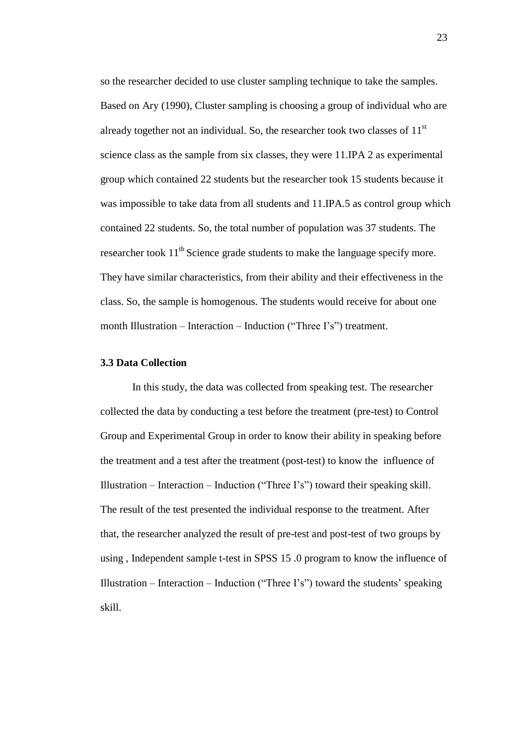so the researcher decided to use cluster sampling technique to take the samples. Based on Ary (1990), Cluster sampling is choosing a group of individual who are already together not an individual. So, the researcher took two classes of 11$^{st}$ science class as the sample from six classes, they were 11.IPA 2 as experimental group which contained 22 students but the researcher took 15 students because it was impossible to take data from all students and 11.IPA.5 as control group which contained 22 students. So, the total number of population was 37 students. The researcher took 11$^{th}$ Science grade students to make the language specify more. They have similar characteristics, from their ability and their effectiveness in the class. So, the sample is homogenous. The students would receive for about one month Illustration – Interaction – Induction ("Three I's") treatment.

### 3.3 Data Collection

In this study, the data was collected from speaking test. The researcher collected the data by conducting a test before the treatment (pre-test) to Control Group and Experimental Group in order to know their ability in speaking before the treatment and a test after the treatment (post-test) to know the influence of Illustration – Interaction – Induction ("Three I's") toward their speaking skill. The result of the test presented the individual response to the treatment. After that, the researcher analyzed the result of pre-test and post-test of two groups by using , Independent sample t-test in SPSS 15 .0 program to know the influence of Illustration – Interaction – Induction ("Three I's") toward the students' speaking skill.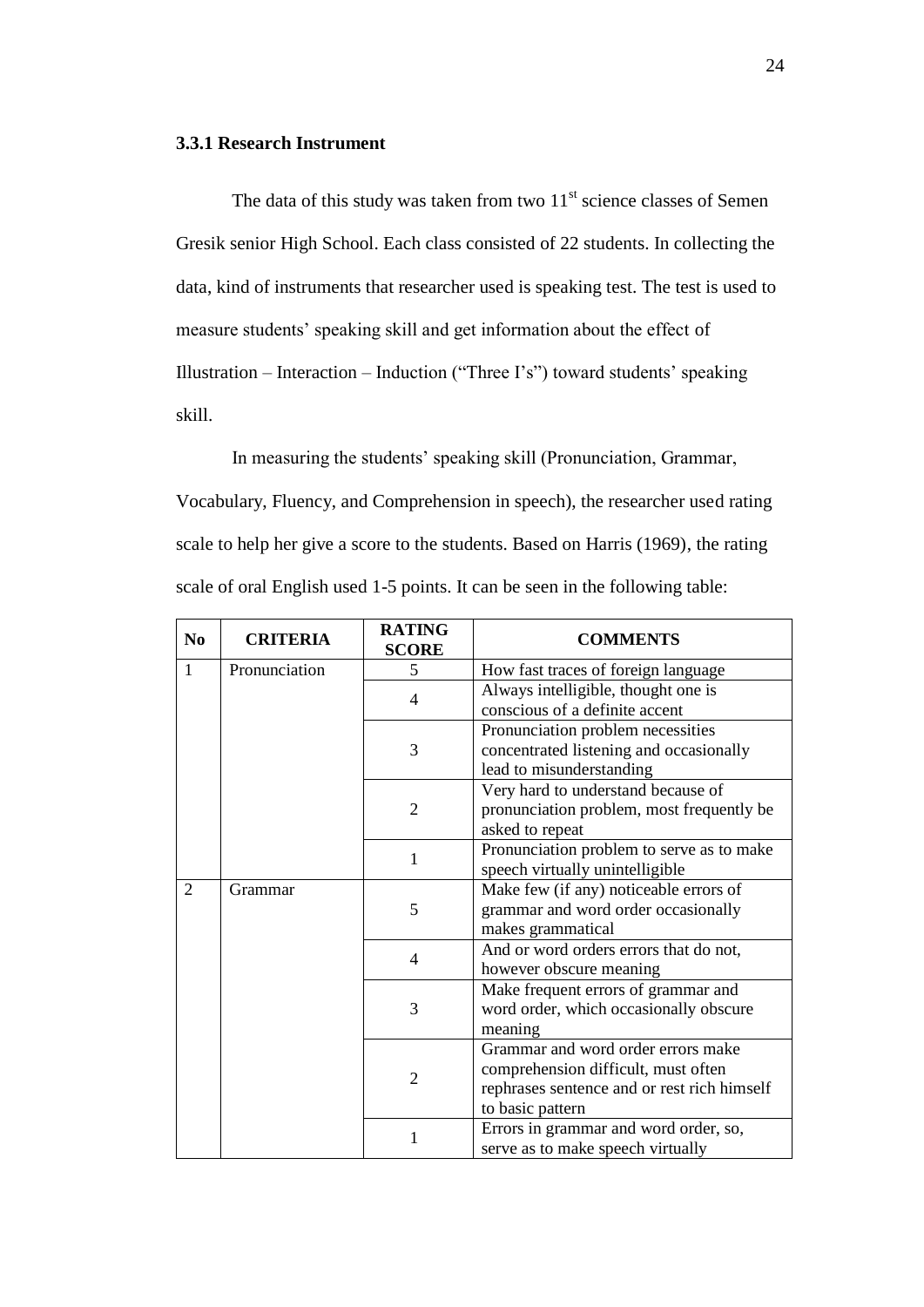### 3.3.1 Research Instrument

The data of this study was taken from two 11st science classes of Semen Gresik senior High School. Each class consisted of 22 students. In collecting the data, kind of instruments that researcher used is speaking test. The test is used to measure students' speaking skill and get information about the effect of Illustration – Interaction – Induction ("Three I's") toward students' speaking skill.

In measuring the students' speaking skill (Pronunciation, Grammar, Vocabulary, Fluency, and Comprehension in speech), the researcher used rating scale to help her give a score to the students. Based on Harris (1969), the rating scale of oral English used 1-5 points. It can be seen in the following table:

| No | CRITERIA | RATING SCORE | COMMENTS |
|---|---|---|---|
| 1 | Pronunciation | 5 | How fast traces of foreign language |
| | | 4 | Always intelligible, thought one is conscious of a definite accent |
| | | 3 | Pronunciation problem necessities concentrated listening and occasionally lead to misunderstanding |
| | | 2 | Very hard to understand because of pronunciation problem, most frequently be asked to repeat |
| | | 1 | Pronunciation problem to serve as to make speech virtually unintelligible |
| 2 | Grammar | 5 | Make few (if any) noticeable errors of grammar and word order occasionally makes grammatical |
| | | 4 | And or word orders errors that do not, however obscure meaning |
| | | 3 | Make frequent errors of grammar and word order, which occasionally obscure meaning |
| | | 2 | Grammar and word order errors make comprehension difficult, must often rephrases sentence and or rest rich himself to basic pattern |
| | | 1 | Errors in grammar and word order, so, serve as to make speech virtually |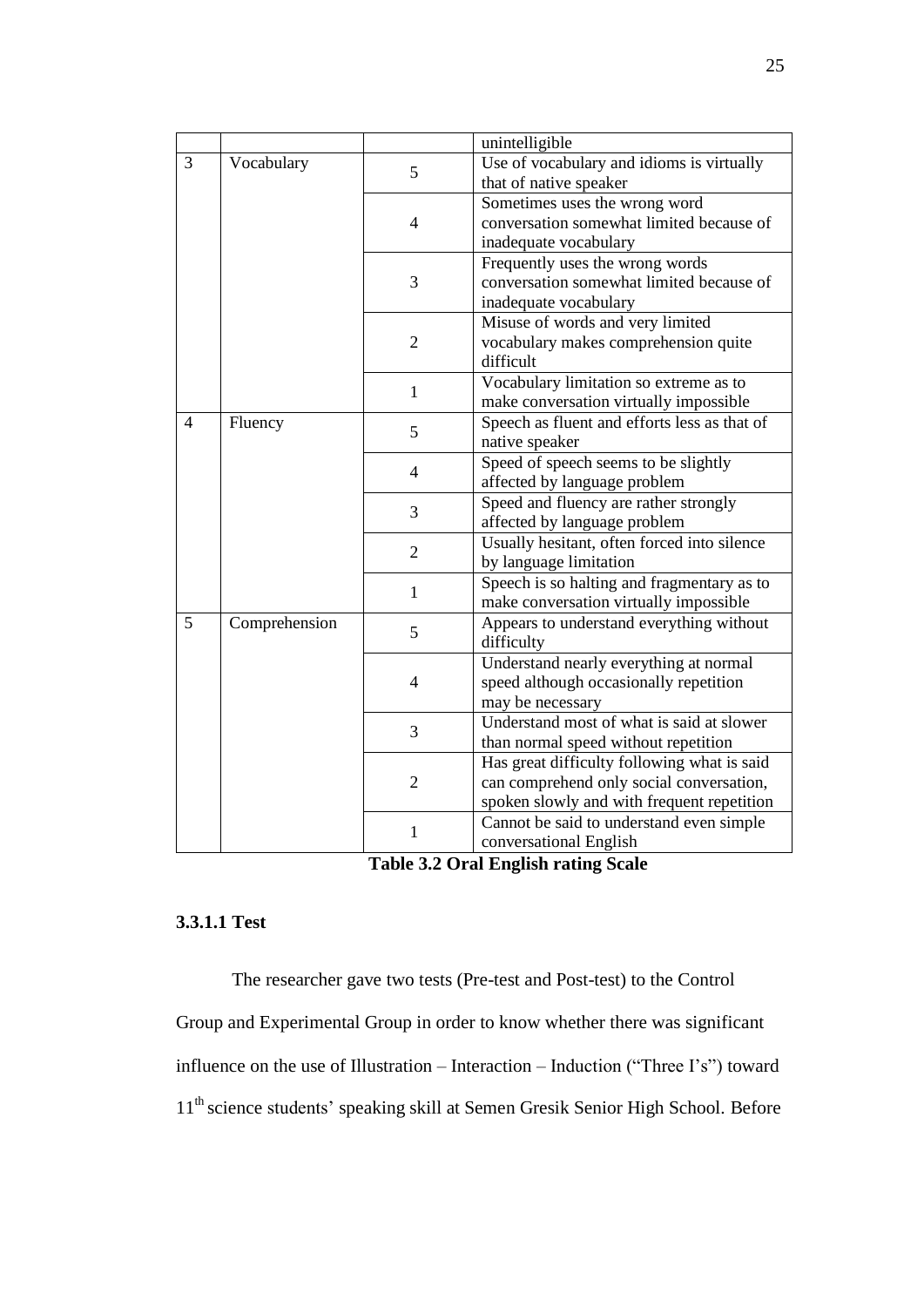| | | | unintelligible |
|---|---|---|---|
| 3 | Vocabulary | 5 | Use of vocabulary and idioms is virtually that of native speaker |
| | | 4 | Sometimes uses the wrong word conversation somewhat limited because of inadequate vocabulary |
| | | 3 | Frequently uses the wrong words conversation somewhat limited because of inadequate vocabulary |
| | | 2 | Misuse of words and very limited vocabulary makes comprehension quite difficult |
| | | 1 | Vocabulary limitation so extreme as to make conversation virtually impossible |
| 4 | Fluency | 5 | Speech as fluent and efforts less as that of native speaker |
| | | 4 | Speed of speech seems to be slightly affected by language problem |
| | | 3 | Speed and fluency are rather strongly affected by language problem |
| | | 2 | Usually hesitant, often forced into silence by language limitation |
| | | 1 | Speech is so halting and fragmentary as to make conversation virtually impossible |
| 5 | Comprehension | 5 | Appears to understand everything without difficulty |
| | | 4 | Understand nearly everything at normal speed although occasionally repetition may be necessary |
| | | 3 | Understand most of what is said at slower than normal speed without repetition |
| | | 2 | Has great difficulty following what is said can comprehend only social conversation, spoken slowly and with frequent repetition |
| | | 1 | Cannot be said to understand even simple conversational English |

**Table 3.2 Oral English rating Scale**

#### 3.3.1.1 Test

The researcher gave two tests (Pre-test and Post-test) to the Control Group and Experimental Group in order to know whether there was significant influence on the use of Illustration – Interaction – Induction ("Three I's") toward 11$^{th}$ science students' speaking skill at Semen Gresik Senior High School. Before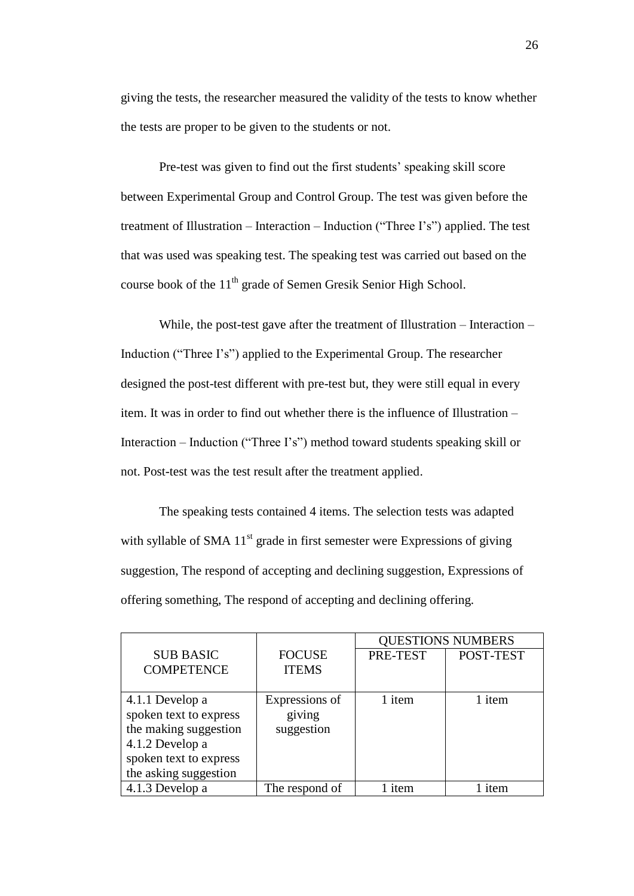giving the tests, the researcher measured the validity of the tests to know whether the tests are proper to be given to the students or not.

Pre-test was given to find out the first students' speaking skill score between Experimental Group and Control Group. The test was given before the treatment of Illustration – Interaction – Induction ("Three I's") applied. The test that was used was speaking test. The speaking test was carried out based on the course book of the 11th grade of Semen Gresik Senior High School.

While, the post-test gave after the treatment of Illustration – Interaction – Induction ("Three I's") applied to the Experimental Group. The researcher designed the post-test different with pre-test but, they were still equal in every item. It was in order to find out whether there is the influence of Illustration – Interaction – Induction ("Three I's") method toward students speaking skill or not. Post-test was the test result after the treatment applied.

The speaking tests contained 4 items. The selection tests was adapted with syllable of SMA 11st grade in first semester were Expressions of giving suggestion, The respond of accepting and declining suggestion, Expressions of offering something, The respond of accepting and declining offering.

| SUB BASIC COMPETENCE | FOCUSE ITEMS | QUESTIONS NUMBERS | |
|---|---|---|---|
| | | PRE-TEST | POST-TEST |
| 4.1.1 Develop a spoken text to express the making suggestion 4.1.2 Develop a spoken text to express the asking suggestion | Expressions of giving suggestion | 1 item | 1 item |
| 4.1.3 Develop a | The respond of | 1 item | 1 item |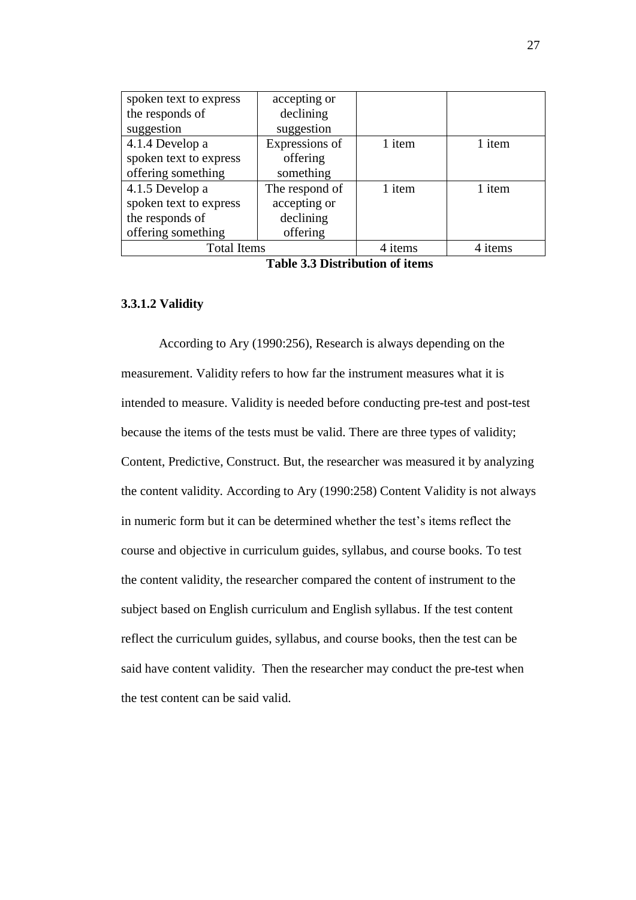| | | | |
|---|---|---|---|
| spoken text to express the responds of suggestion | accepting or declining suggestion | | |
| 4.1.4 Develop a spoken text to express offering something | Expressions of offering something | 1 item | 1 item |
| 4.1.5 Develop a spoken text to express the responds of offering something | The respond of accepting or declining offering | 1 item | 1 item |
| Total Items | | 4 items | 4 items |

**Table 3.3 Distribution of items**

#### 3.3.1.2 Validity

According to Ary (1990:256), Research is always depending on the measurement. Validity refers to how far the instrument measures what it is intended to measure. Validity is needed before conducting pre-test and post-test because the items of the tests must be valid. There are three types of validity; Content, Predictive, Construct. But, the researcher was measured it by analyzing the content validity. According to Ary (1990:258) Content Validity is not always in numeric form but it can be determined whether the test's items reflect the course and objective in curriculum guides, syllabus, and course books. To test the content validity, the researcher compared the content of instrument to the subject based on English curriculum and English syllabus. If the test content reflect the curriculum guides, syllabus, and course books, then the test can be said have content validity. Then the researcher may conduct the pre-test when the test content can be said valid.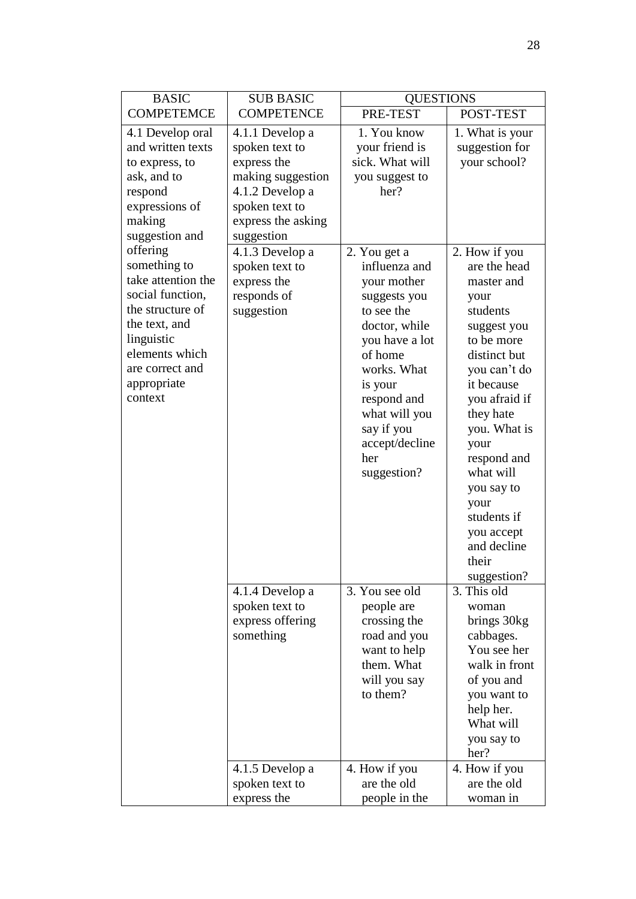| BASIC COMPETEMCE | SUB BASIC COMPETENCE | QUESTIONS | |
|---|---|---|---|
| | | PRE-TEST | POST-TEST |
| 4.1 Develop oral and written texts to express, to ask, and to respond expressions of making suggestion and offering something to take attention the social function, the structure of the text, and linguistic elements which are correct and appropriate context | 4.1.1 Develop a spoken text to express the making suggestion 4.1.2 Develop a spoken text to express the asking suggestion | 1. You know your friend is sick. What will you suggest to her? | 1. What is your suggestion for your school? |
| | 4.1.3 Develop a spoken text to express the responds of suggestion | 2. You get a influenza and your mother suggests you to see the doctor, while you have a lot of home works. What is your respond and what will you say if you accept/decline her suggestion? | 2. How if you are the head master and your students suggest you to be more distinct but you can't do it because you afraid if they hate you. What is your respond and what will you say to your students if you accept and decline their suggestion? |
| | 4.1.4 Develop a spoken text to express offering something | 3. You see old people are crossing the road and you want to help them. What will you say to them? | 3. This old woman brings 30kg cabbages. You see her walk in front of you and you want to help her. What will you say to her? |
| | 4.1.5 Develop a spoken text to express the | 4. How if you are the old people in the | 4. How if you are the old woman in |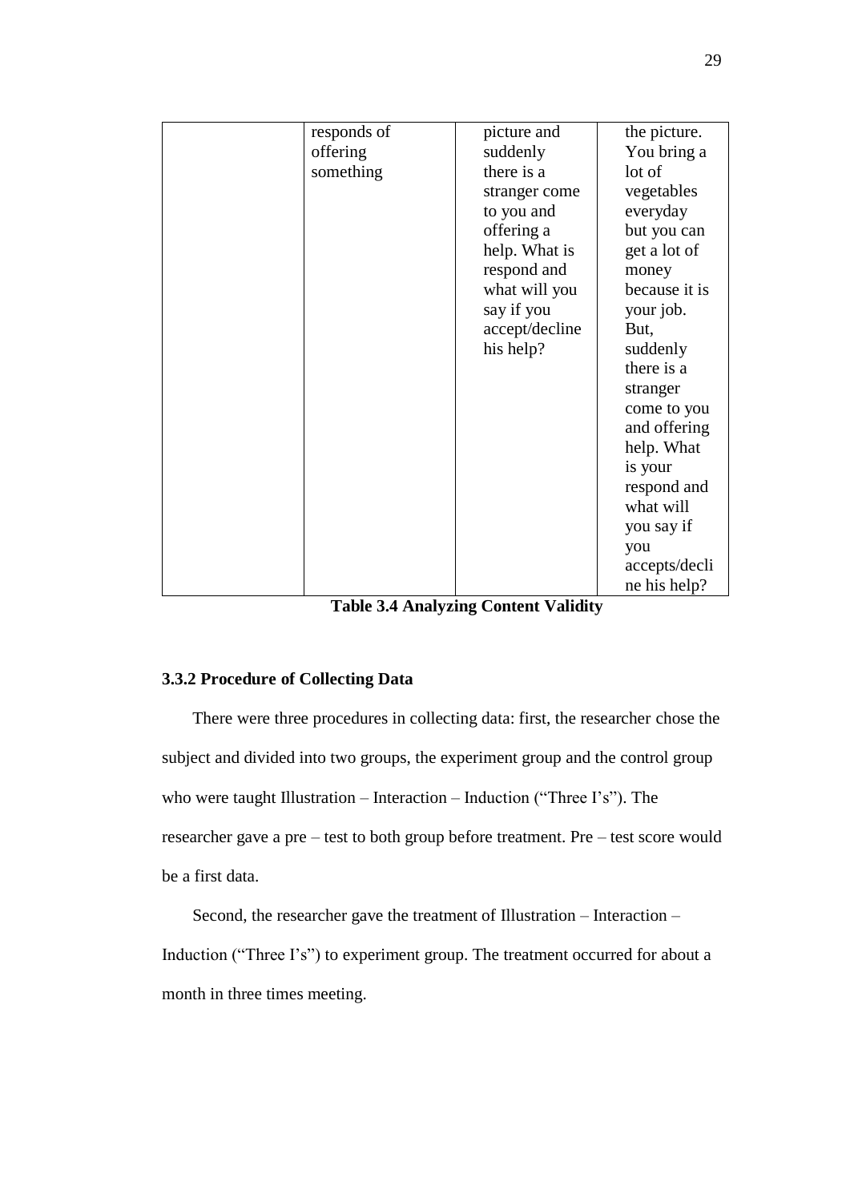|  | responds of offering something | picture and suddenly there is a stranger come to you and offering a help. What is respond and what will you say if you accept/decline his help? | the picture. You bring a lot of vegetables everyday but you can get a lot of money because it is your job. But, suddenly there is a stranger come to you and offering help. What is your respond and what will you say if you accepts/decline his help? |
|---|---|---|---|

**Table 3.4 Analyzing Content Validity**

### 3.3.2 Procedure of Collecting Data

There were three procedures in collecting data: first, the researcher chose the subject and divided into two groups, the experiment group and the control group who were taught Illustration – Interaction – Induction ("Three I's"). The researcher gave a pre – test to both group before treatment. Pre – test score would be a first data.

Second, the researcher gave the treatment of Illustration – Interaction – Induction ("Three I's") to experiment group. The treatment occurred for about a month in three times meeting.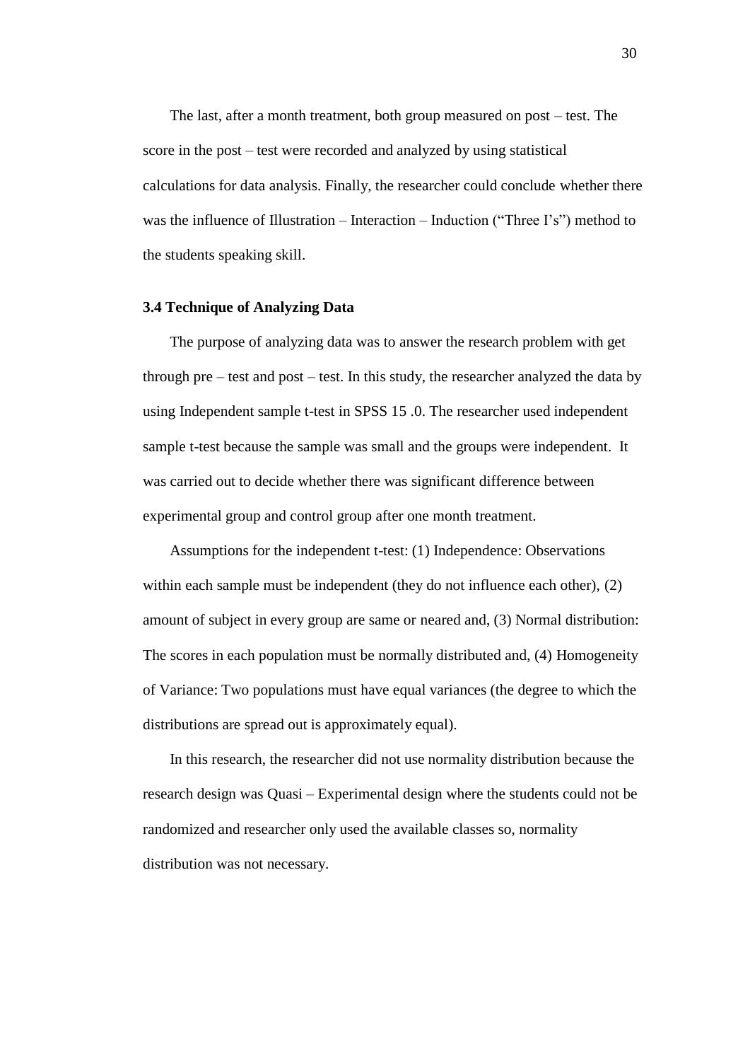The last, after a month treatment, both group measured on post – test. The score in the post – test were recorded and analyzed by using statistical calculations for data analysis. Finally, the researcher could conclude whether there was the influence of Illustration – Interaction – Induction ("Three I's") method to the students speaking skill.

### 3.4 Technique of Analyzing Data

The purpose of analyzing data was to answer the research problem with get through pre – test and post – test. In this study, the researcher analyzed the data by using Independent sample t-test in SPSS 15 .0. The researcher used independent sample t-test because the sample was small and the groups were independent. It was carried out to decide whether there was significant difference between experimental group and control group after one month treatment.

Assumptions for the independent t-test: (1) Independence: Observations within each sample must be independent (they do not influence each other), (2) amount of subject in every group are same or neared and, (3) Normal distribution: The scores in each population must be normally distributed and, (4) Homogeneity of Variance: Two populations must have equal variances (the degree to which the distributions are spread out is approximately equal).

In this research, the researcher did not use normality distribution because the research design was Quasi – Experimental design where the students could not be randomized and researcher only used the available classes so, normality distribution was not necessary.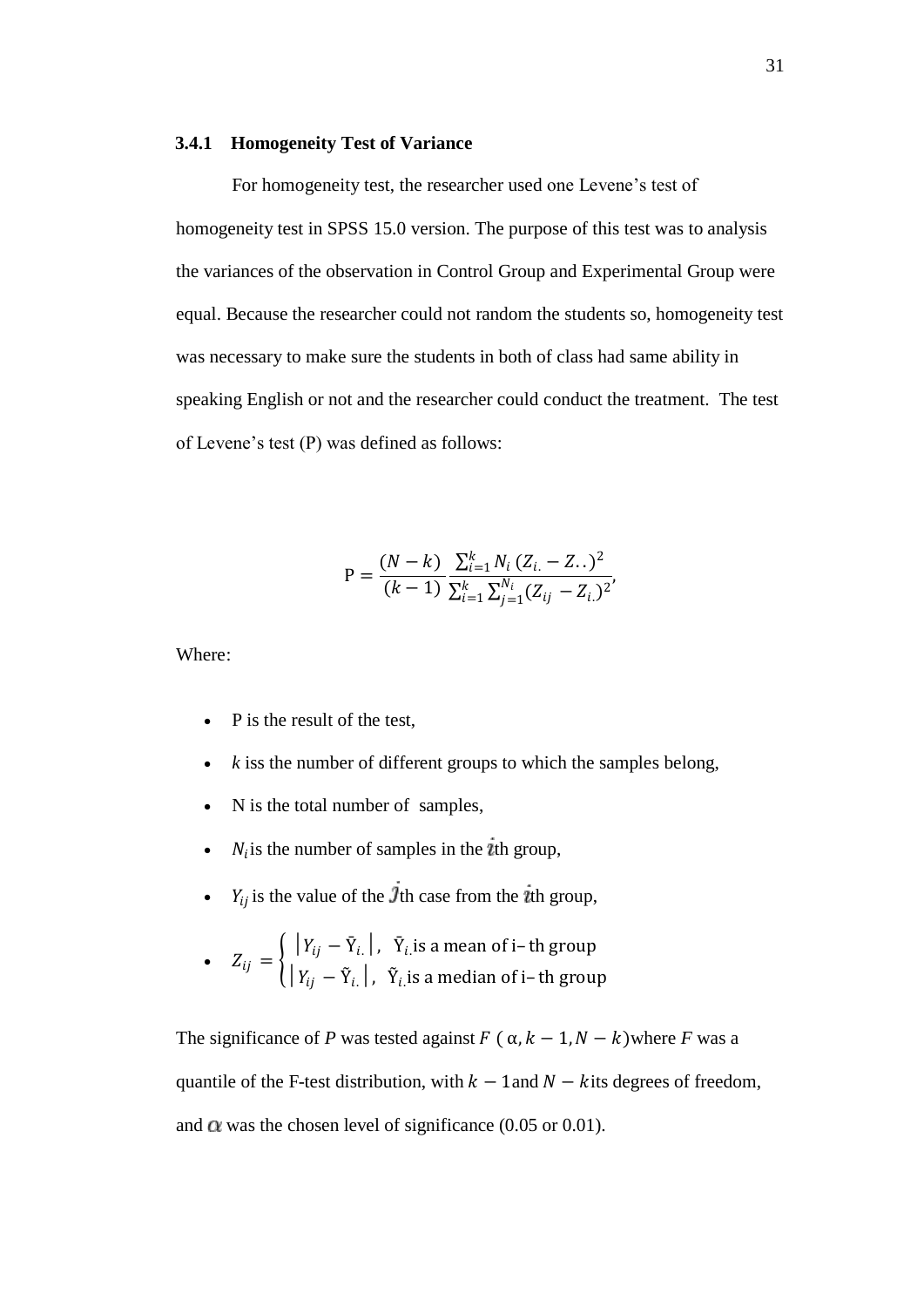### 3.4.1 Homogeneity Test of Variance

For homogeneity test, the researcher used one Levene's test of homogeneity test in SPSS 15.0 version. The purpose of this test was to analysis the variances of the observation in Control Group and Experimental Group were equal. Because the researcher could not random the students so, homogeneity test was necessary to make sure the students in both of class had same ability in speaking English or not and the researcher could conduct the treatment. The test of Levene's test (P) was defined as follows:

$$\mathrm{P} = \frac{(N-k)}{(k-1)} \frac{\sum_{i=1}^{k} N_i \, (Z_{i.} - Z_{..})^2}{\sum_{i=1}^{k} \sum_{j=1}^{N_i} (Z_{ij} - Z_{i.})^2},$$

Where:

- P is the result of the test,
- $k$ iss the number of different groups to which the samples belong,
- N is the total number of samples,
- $N_i$ is the number of samples in the $i$th group,
- $Y_{ij}$ is the value of the $j$th case from the $i$th group,
- $Z_{ij} = \begin{cases} |Y_{ij} - \bar{Y}_{i.}|, & \bar{Y}_{i.} \text{ is a mean of i– th group} \\ |Y_{ij} - \tilde{Y}_{i.}|, & \tilde{Y}_{i.} \text{ is a median of i– th group} \end{cases}$

The significance of $P$ was tested against $F\,(\alpha, k-1, N-k)$ where $F$ was a quantile of the F-test distribution, with $k-1$ and $N-k$ its degrees of freedom, and $\alpha$ was the chosen level of significance (0.05 or 0.01).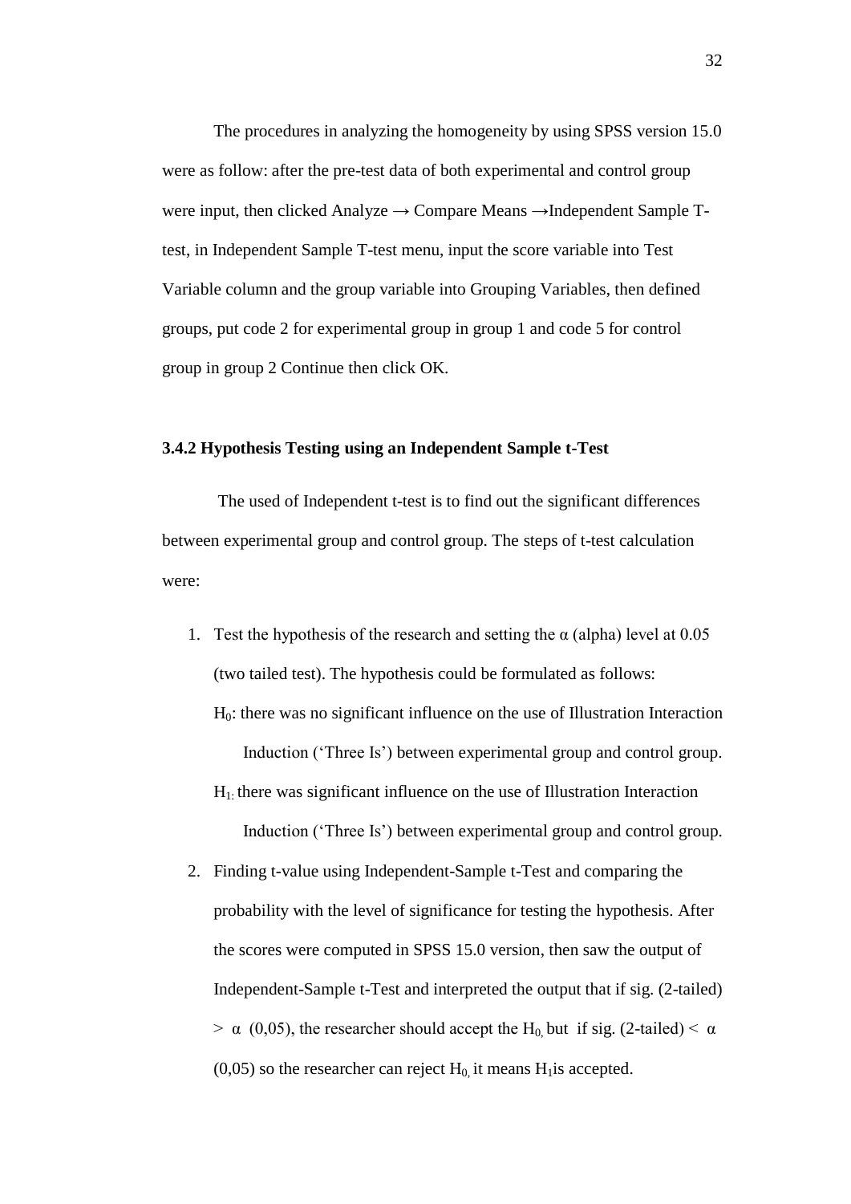The procedures in analyzing the homogeneity by using SPSS version 15.0 were as follow: after the pre-test data of both experimental and control group were input, then clicked Analyze → Compare Means →Independent Sample T-test, in Independent Sample T-test menu, input the score variable into Test Variable column and the group variable into Grouping Variables, then defined groups, put code 2 for experimental group in group 1 and code 5 for control group in group 2 Continue then click OK.

### 3.4.2 Hypothesis Testing using an Independent Sample t-Test

The used of Independent t-test is to find out the significant differences between experimental group and control group. The steps of t-test calculation were:

1. Test the hypothesis of the research and setting the α (alpha) level at 0.05 (two tailed test). The hypothesis could be formulated as follows:

   $H_0$: there was no significant influence on the use of Illustration Interaction Induction ('Three Is') between experimental group and control group.

   $H_1$: there was significant influence on the use of Illustration Interaction Induction ('Three Is') between experimental group and control group.

2. Finding t-value using Independent-Sample t-Test and comparing the probability with the level of significance for testing the hypothesis. After the scores were computed in SPSS 15.0 version, then saw the output of Independent-Sample t-Test and interpreted the output that if sig. (2-tailed) $> \alpha$ (0,05), the researcher should accept the $H_0$, but if sig. (2-tailed) $< \alpha$ (0,05) so the researcher can reject $H_0$, it means $H_1$ is accepted.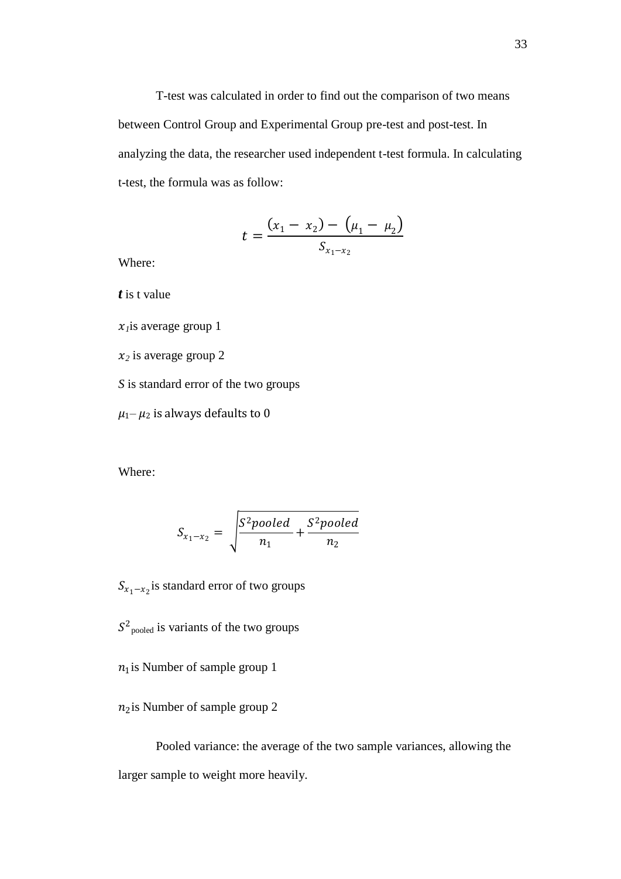T-test was calculated in order to find out the comparison of two means between Control Group and Experimental Group pre-test and post-test. In analyzing the data, the researcher used independent t-test formula. In calculating t-test, the formula was as follow:

$$t = \frac{(x_1 - x_2) - (\mu_1 - \mu_2)}{S_{x_1 - x_2}}$$

Where:

***t*** is t value

$x_1$ is average group 1

$x_2$ is average group 2

*S* is standard error of the two groups

$\mu_1 - \mu_2$ is always defaults to 0

Where:

$$S_{x_1 - x_2} = \sqrt{\frac{S^2 pooled}{n_1} + \frac{S^2 pooled}{n_2}}$$

$S_{x_1 - x_2}$ is standard error of two groups

$S^2_{\text{pooled}}$ is variants of the two groups

$n_1$ is Number of sample group 1

$n_2$ is Number of sample group 2

Pooled variance: the average of the two sample variances, allowing the larger sample to weight more heavily.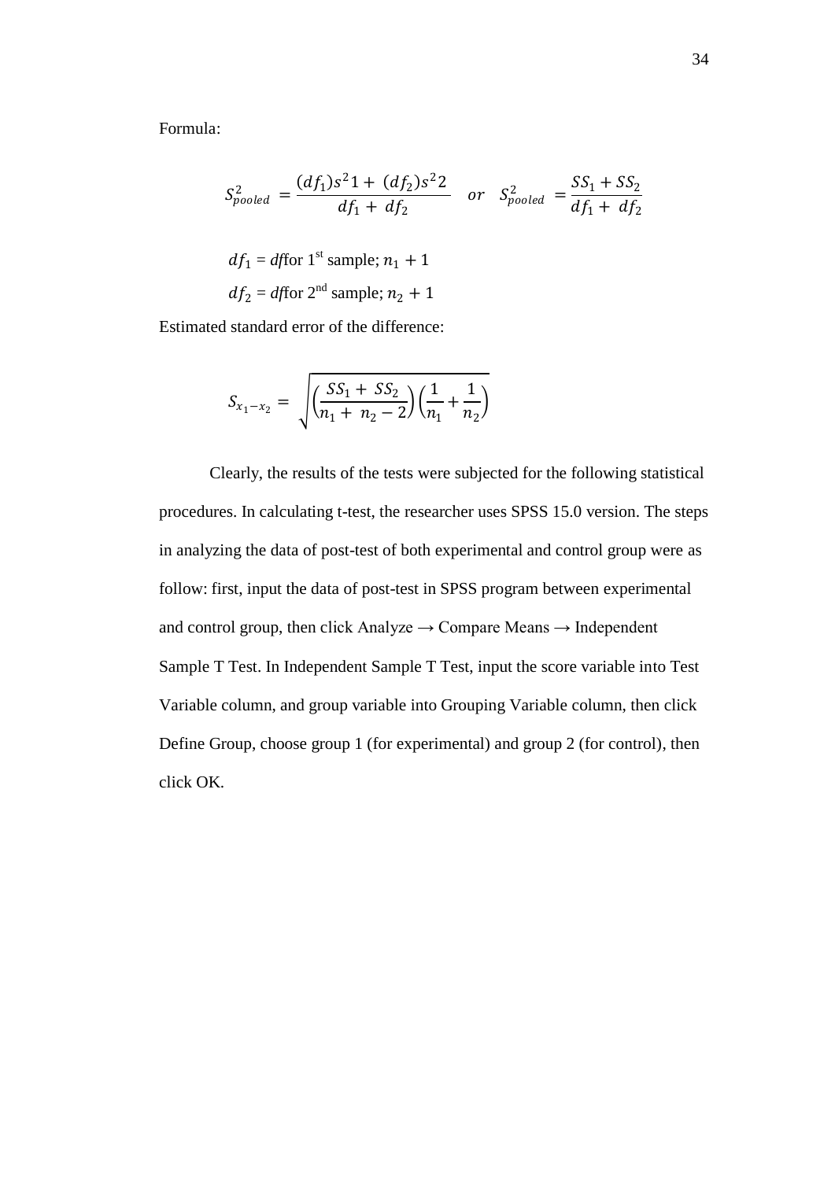Formula:

$$S^2_{pooled} = \frac{(df_1)s^2 1 + (df_2)s^2 2}{df_1 + df_2} \quad or \quad S^2_{pooled} = \frac{SS_1 + SS_2}{df_1 + df_2}$$

$df_1$ = *df*for 1[st] sample; $n_1 + 1$

$df_2$ = *df*for 2[nd] sample; $n_2 + 1$

Estimated standard error of the difference:

$$S_{x_1 - x_2} = \sqrt{\left(\frac{SS_1 + SS_2}{n_1 + n_2 - 2}\right)\left(\frac{1}{n_1} + \frac{1}{n_2}\right)}$$

Clearly, the results of the tests were subjected for the following statistical procedures. In calculating t-test, the researcher uses SPSS 15.0 version. The steps in analyzing the data of post-test of both experimental and control group were as follow: first, input the data of post-test in SPSS program between experimental and control group, then click Analyze → Compare Means → Independent Sample T Test. In Independent Sample T Test, input the score variable into Test Variable column, and group variable into Grouping Variable column, then click Define Group, choose group 1 (for experimental) and group 2 (for control), then click OK.